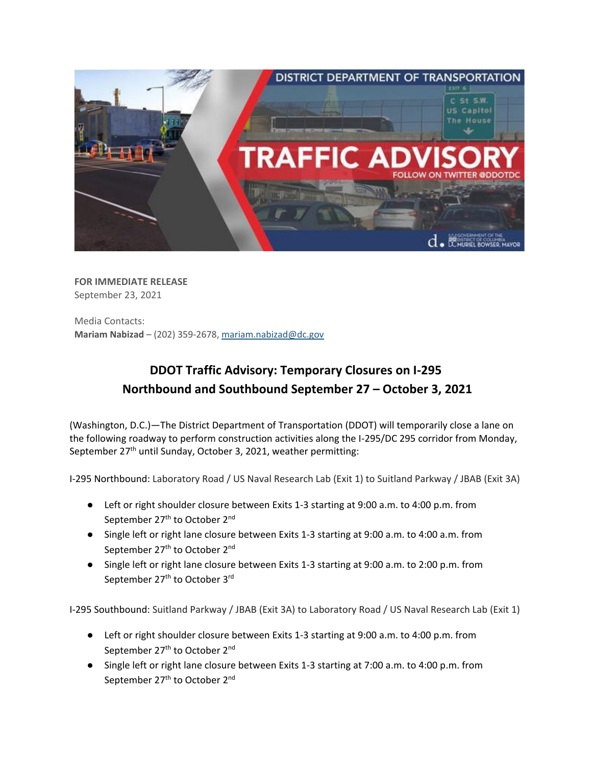**FOR IMMEDIATE RELEASE**
September 23, 2021

Media Contacts:
**Mariam Nabizad** – (202) 359-2678, mariam.nabizad@dc.gov

## DDOT Traffic Advisory: Temporary Closures on I-295 Northbound and Southbound September 27 – October 3, 2021

(Washington, D.C.)—The District Department of Transportation (DDOT) will temporarily close a lane on the following roadway to perform construction activities along the I-295/DC 295 corridor from Monday, September 27th until Sunday, October 3, 2021, weather permitting:

I-295 Northbound: Laboratory Road / US Naval Research Lab (Exit 1) to Suitland Parkway / JBAB (Exit 3A)

- Left or right shoulder closure between Exits 1-3 starting at 9:00 a.m. to 4:00 p.m. from September 27th to October 2nd
- Single left or right lane closure between Exits 1-3 starting at 9:00 a.m. to 4:00 a.m. from September 27th to October 2nd
- Single left or right lane closure between Exits 1-3 starting at 9:00 a.m. to 2:00 p.m. from September 27th to October 3rd

I-295 Southbound: Suitland Parkway / JBAB (Exit 3A) to Laboratory Road / US Naval Research Lab (Exit 1)

- Left or right shoulder closure between Exits 1-3 starting at 9:00 a.m. to 4:00 p.m. from September 27th to October 2nd
- Single left or right lane closure between Exits 1-3 starting at 7:00 a.m. to 4:00 p.m. from September 27th to October 2nd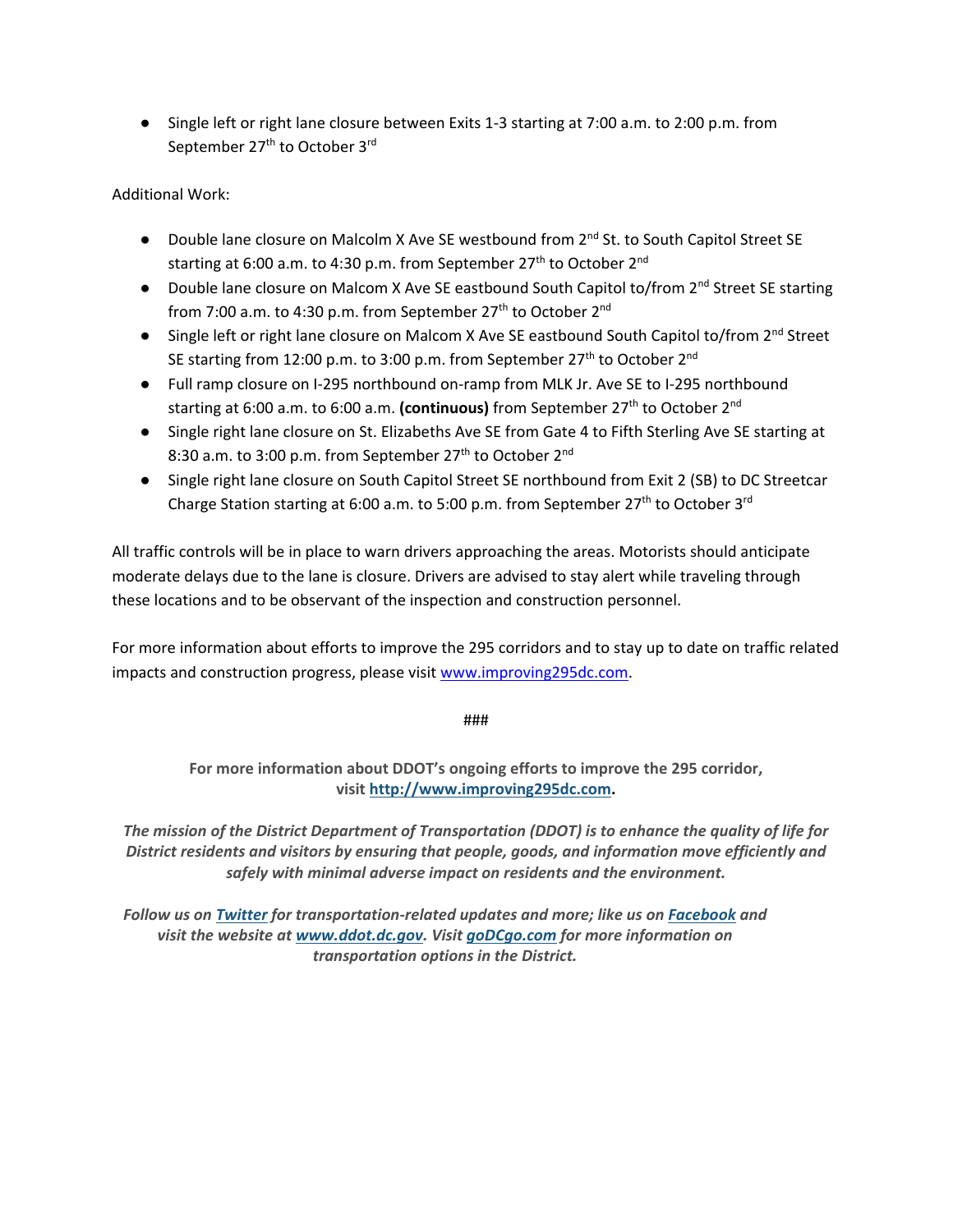- Single left or right lane closure between Exits 1-3 starting at 7:00 a.m. to 2:00 p.m. from September 27th to October 3rd

Additional Work:

- Double lane closure on Malcolm X Ave SE westbound from 2nd St. to South Capitol Street SE starting at 6:00 a.m. to 4:30 p.m. from September 27th to October 2nd
- Double lane closure on Malcom X Ave SE eastbound South Capitol to/from 2nd Street SE starting from 7:00 a.m. to 4:30 p.m. from September 27th to October 2nd
- Single left or right lane closure on Malcom X Ave SE eastbound South Capitol to/from 2nd Street SE starting from 12:00 p.m. to 3:00 p.m. from September 27th to October 2nd
- Full ramp closure on I-295 northbound on-ramp from MLK Jr. Ave SE to I-295 northbound starting at 6:00 a.m. to 6:00 a.m. **(continuous)** from September 27th to October 2nd
- Single right lane closure on St. Elizabeths Ave SE from Gate 4 to Fifth Sterling Ave SE starting at 8:30 a.m. to 3:00 p.m. from September 27th to October 2nd
- Single right lane closure on South Capitol Street SE northbound from Exit 2 (SB) to DC Streetcar Charge Station starting at 6:00 a.m. to 5:00 p.m. from September 27th to October 3rd

All traffic controls will be in place to warn drivers approaching the areas. Motorists should anticipate moderate delays due to the lane is closure. Drivers are advised to stay alert while traveling through these locations and to be observant of the inspection and construction personnel.

For more information about efforts to improve the 295 corridors and to stay up to date on traffic related impacts and construction progress, please visit www.improving295dc.com.

###

**For more information about DDOT's ongoing efforts to improve the 295 corridor, visit http://www.improving295dc.com.**

***The mission of the District Department of Transportation (DDOT) is to enhance the quality of life for District residents and visitors by ensuring that people, goods, and information move efficiently and safely with minimal adverse impact on residents and the environment.***

***Follow us on Twitter for transportation-related updates and more; like us on Facebook and visit the website at www.ddot.dc.gov. Visit goDCgo.com for more information on transportation options in the District.***